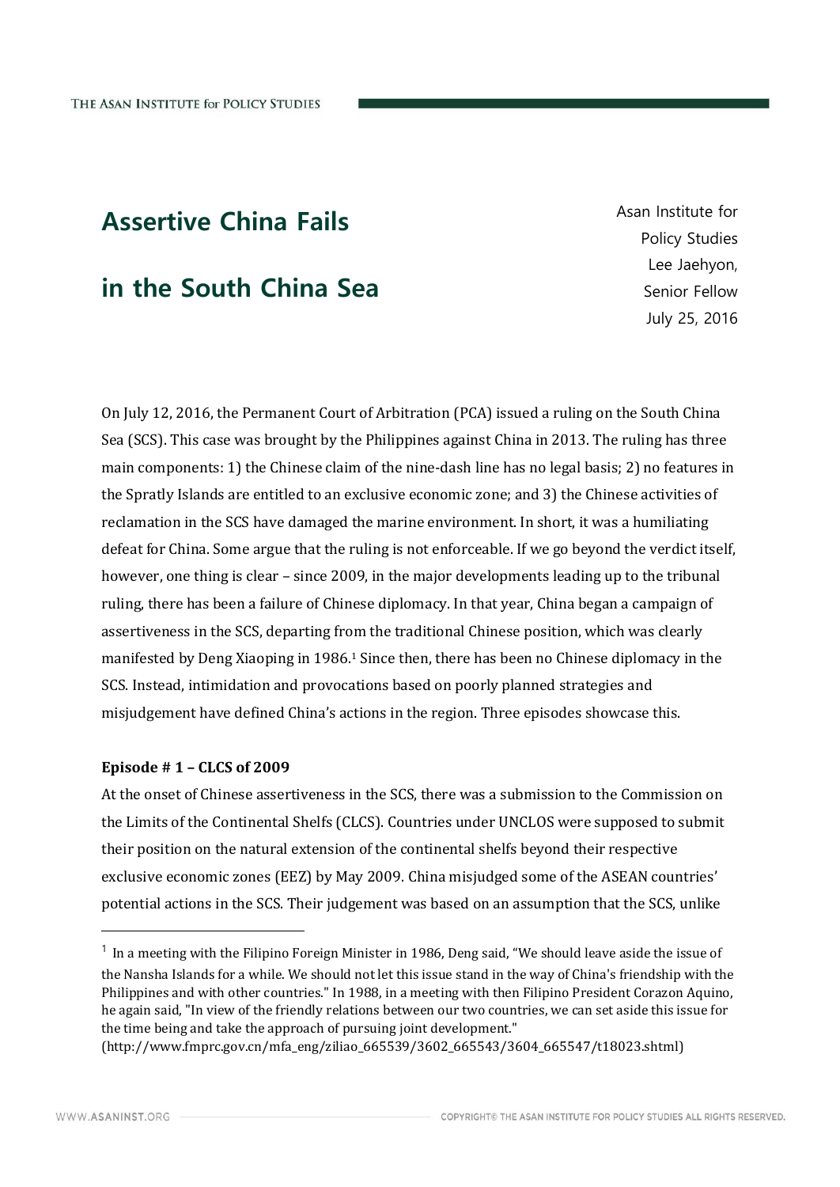# Assertive China Fails in the South China Sea

Asan Institute for Policy Studies
Lee Jaehyon, Senior Fellow
July 25, 2016

On July 12, 2016, the Permanent Court of Arbitration (PCA) issued a ruling on the South China Sea (SCS). This case was brought by the Philippines against China in 2013. The ruling has three main components: 1) the Chinese claim of the nine-dash line has no legal basis; 2) no features in the Spratly Islands are entitled to an exclusive economic zone; and 3) the Chinese activities of reclamation in the SCS have damaged the marine environment. In short, it was a humiliating defeat for China. Some argue that the ruling is not enforceable. If we go beyond the verdict itself, however, one thing is clear – since 2009, in the major developments leading up to the tribunal ruling, there has been a failure of Chinese diplomacy. In that year, China began a campaign of assertiveness in the SCS, departing from the traditional Chinese position, which was clearly manifested by Deng Xiaoping in 1986.[1] Since then, there has been no Chinese diplomacy in the SCS. Instead, intimidation and provocations based on poorly planned strategies and misjudgement have defined China's actions in the region. Three episodes showcase this.

**Episode # 1 – CLCS of 2009**

At the onset of Chinese assertiveness in the SCS, there was a submission to the Commission on the Limits of the Continental Shelfs (CLCS). Countries under UNCLOS were supposed to submit their position on the natural extension of the continental shelfs beyond their respective exclusive economic zones (EEZ) by May 2009. China misjudged some of the ASEAN countries' potential actions in the SCS. Their judgement was based on an assumption that the SCS, unlike

---

[1] In a meeting with the Filipino Foreign Minister in 1986, Deng said, "We should leave aside the issue of the Nansha Islands for a while. We should not let this issue stand in the way of China's friendship with the Philippines and with other countries." In 1988, in a meeting with then Filipino President Corazon Aquino, he again said, "In view of the friendly relations between our two countries, we can set aside this issue for the time being and take the approach of pursuing joint development." (http://www.fmprc.gov.cn/mfa_eng/ziliao_665539/3602_665543/3604_665547/t18023.shtml)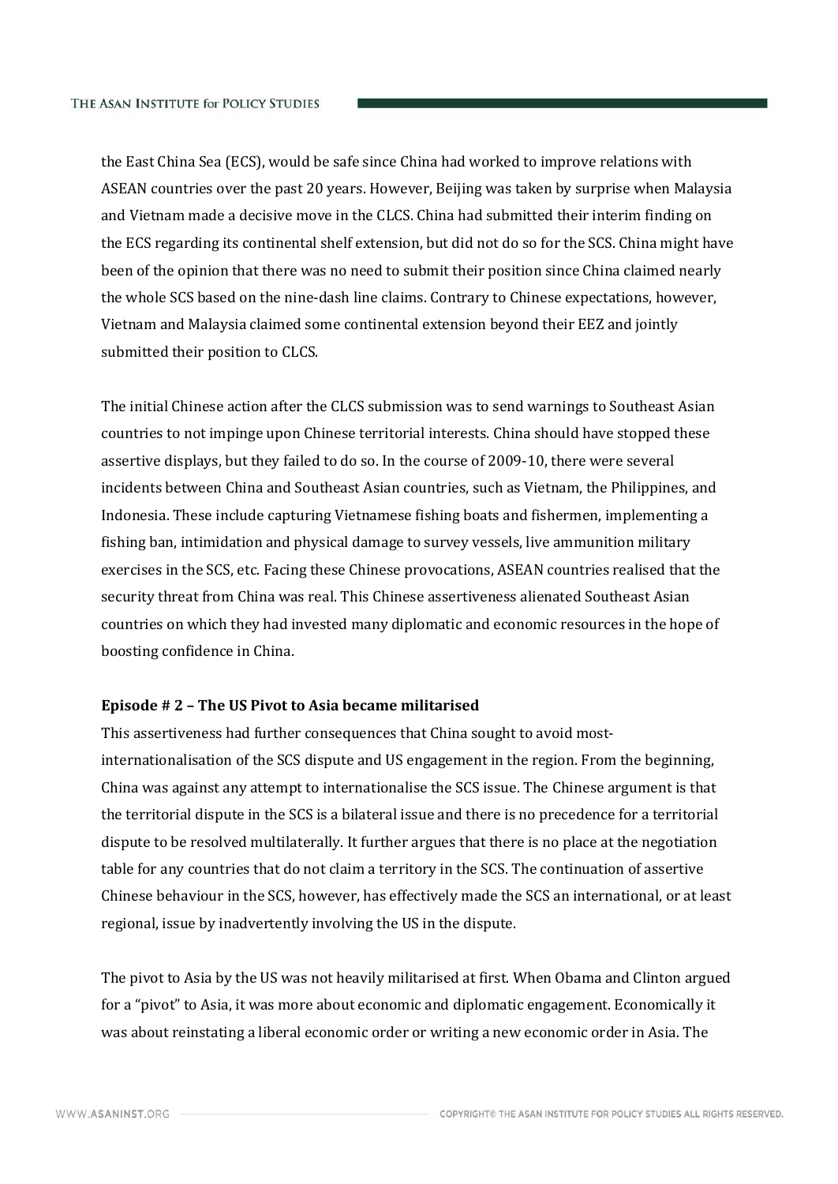the East China Sea (ECS), would be safe since China had worked to improve relations with ASEAN countries over the past 20 years. However, Beijing was taken by surprise when Malaysia and Vietnam made a decisive move in the CLCS. China had submitted their interim finding on the ECS regarding its continental shelf extension, but did not do so for the SCS. China might have been of the opinion that there was no need to submit their position since China claimed nearly the whole SCS based on the nine-dash line claims. Contrary to Chinese expectations, however, Vietnam and Malaysia claimed some continental extension beyond their EEZ and jointly submitted their position to CLCS.

The initial Chinese action after the CLCS submission was to send warnings to Southeast Asian countries to not impinge upon Chinese territorial interests. China should have stopped these assertive displays, but they failed to do so. In the course of 2009-10, there were several incidents between China and Southeast Asian countries, such as Vietnam, the Philippines, and Indonesia. These include capturing Vietnamese fishing boats and fishermen, implementing a fishing ban, intimidation and physical damage to survey vessels, live ammunition military exercises in the SCS, etc. Facing these Chinese provocations, ASEAN countries realised that the security threat from China was real. This Chinese assertiveness alienated Southeast Asian countries on which they had invested many diplomatic and economic resources in the hope of boosting confidence in China.

**Episode # 2 – The US Pivot to Asia became militarised**

This assertiveness had further consequences that China sought to avoid most-internationalisation of the SCS dispute and US engagement in the region. From the beginning, China was against any attempt to internationalise the SCS issue. The Chinese argument is that the territorial dispute in the SCS is a bilateral issue and there is no precedence for a territorial dispute to be resolved multilaterally. It further argues that there is no place at the negotiation table for any countries that do not claim a territory in the SCS. The continuation of assertive Chinese behaviour in the SCS, however, has effectively made the SCS an international, or at least regional, issue by inadvertently involving the US in the dispute.

The pivot to Asia by the US was not heavily militarised at first. When Obama and Clinton argued for a "pivot" to Asia, it was more about economic and diplomatic engagement. Economically it was about reinstating a liberal economic order or writing a new economic order in Asia. The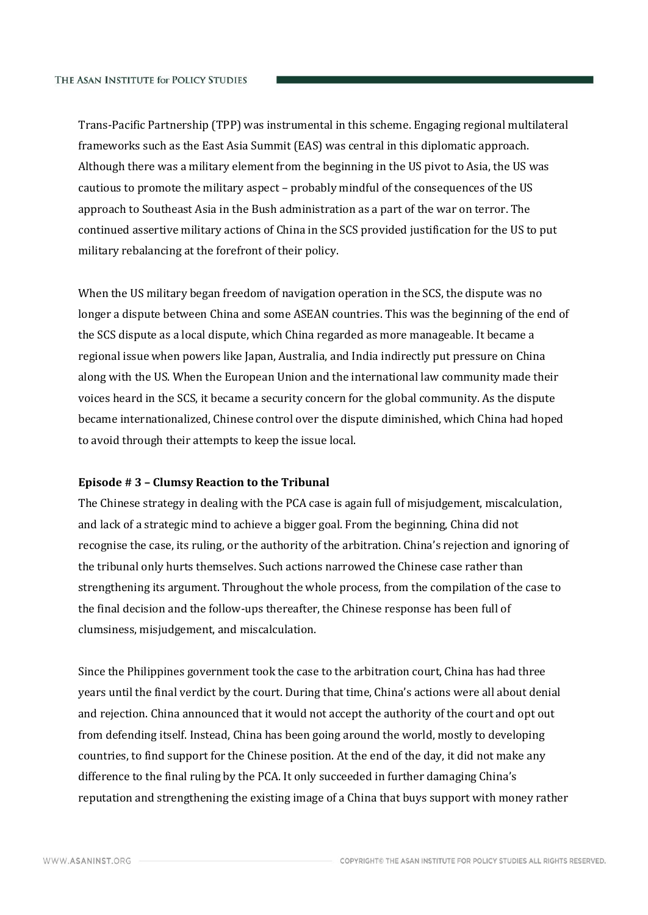Trans-Pacific Partnership (TPP) was instrumental in this scheme. Engaging regional multilateral frameworks such as the East Asia Summit (EAS) was central in this diplomatic approach. Although there was a military element from the beginning in the US pivot to Asia, the US was cautious to promote the military aspect – probably mindful of the consequences of the US approach to Southeast Asia in the Bush administration as a part of the war on terror. The continued assertive military actions of China in the SCS provided justification for the US to put military rebalancing at the forefront of their policy.

When the US military began freedom of navigation operation in the SCS, the dispute was no longer a dispute between China and some ASEAN countries. This was the beginning of the end of the SCS dispute as a local dispute, which China regarded as more manageable. It became a regional issue when powers like Japan, Australia, and India indirectly put pressure on China along with the US. When the European Union and the international law community made their voices heard in the SCS, it became a security concern for the global community. As the dispute became internationalized, Chinese control over the dispute diminished, which China had hoped to avoid through their attempts to keep the issue local.

**Episode # 3 – Clumsy Reaction to the Tribunal**

The Chinese strategy in dealing with the PCA case is again full of misjudgement, miscalculation, and lack of a strategic mind to achieve a bigger goal. From the beginning, China did not recognise the case, its ruling, or the authority of the arbitration. China's rejection and ignoring of the tribunal only hurts themselves. Such actions narrowed the Chinese case rather than strengthening its argument. Throughout the whole process, from the compilation of the case to the final decision and the follow-ups thereafter, the Chinese response has been full of clumsiness, misjudgement, and miscalculation.

Since the Philippines government took the case to the arbitration court, China has had three years until the final verdict by the court. During that time, China's actions were all about denial and rejection. China announced that it would not accept the authority of the court and opt out from defending itself. Instead, China has been going around the world, mostly to developing countries, to find support for the Chinese position. At the end of the day, it did not make any difference to the final ruling by the PCA. It only succeeded in further damaging China's reputation and strengthening the existing image of a China that buys support with money rather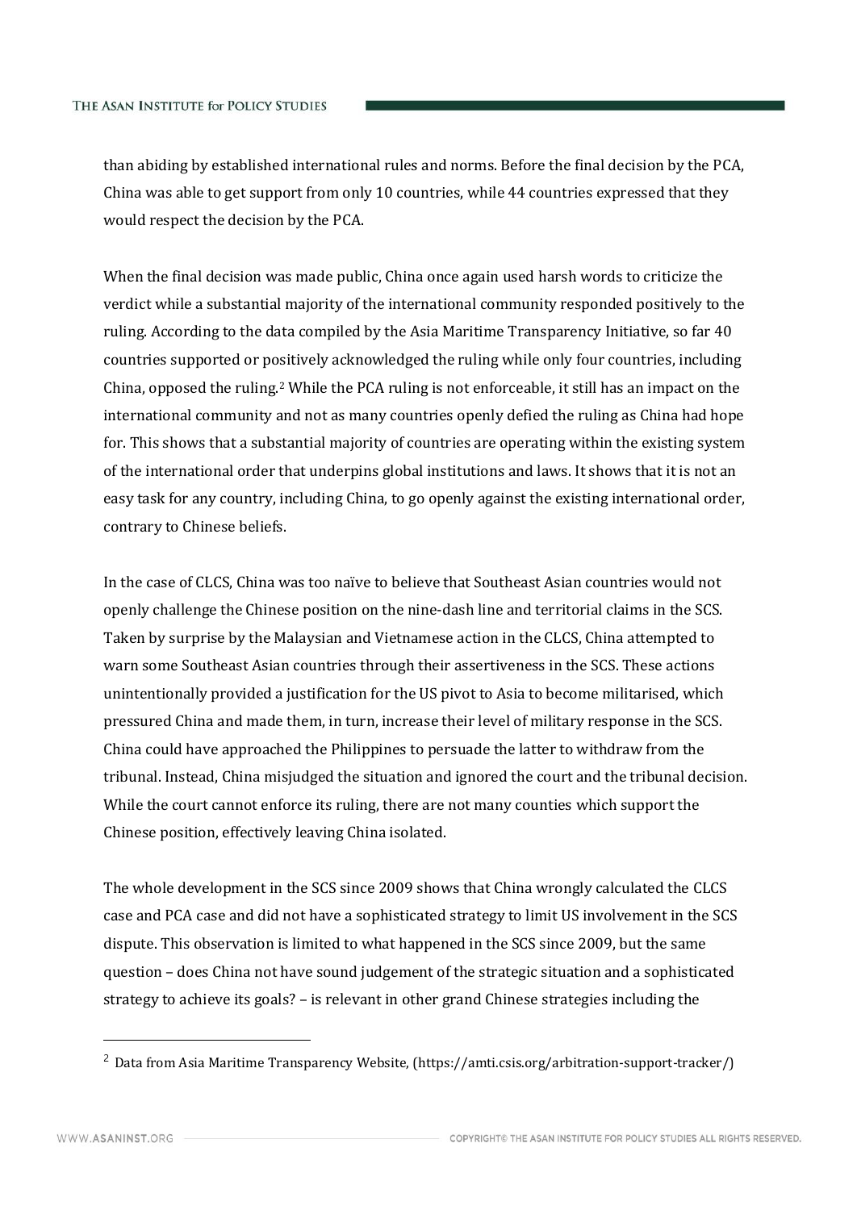than abiding by established international rules and norms. Before the final decision by the PCA, China was able to get support from only 10 countries, while 44 countries expressed that they would respect the decision by the PCA.

When the final decision was made public, China once again used harsh words to criticize the verdict while a substantial majority of the international community responded positively to the ruling. According to the data compiled by the Asia Maritime Transparency Initiative, so far 40 countries supported or positively acknowledged the ruling while only four countries, including China, opposed the ruling.[2] While the PCA ruling is not enforceable, it still has an impact on the international community and not as many countries openly defied the ruling as China had hope for. This shows that a substantial majority of countries are operating within the existing system of the international order that underpins global institutions and laws. It shows that it is not an easy task for any country, including China, to go openly against the existing international order, contrary to Chinese beliefs.

In the case of CLCS, China was too naïve to believe that Southeast Asian countries would not openly challenge the Chinese position on the nine-dash line and territorial claims in the SCS. Taken by surprise by the Malaysian and Vietnamese action in the CLCS, China attempted to warn some Southeast Asian countries through their assertiveness in the SCS. These actions unintentionally provided a justification for the US pivot to Asia to become militarised, which pressured China and made them, in turn, increase their level of military response in the SCS. China could have approached the Philippines to persuade the latter to withdraw from the tribunal. Instead, China misjudged the situation and ignored the court and the tribunal decision. While the court cannot enforce its ruling, there are not many counties which support the Chinese position, effectively leaving China isolated.

The whole development in the SCS since 2009 shows that China wrongly calculated the CLCS case and PCA case and did not have a sophisticated strategy to limit US involvement in the SCS dispute. This observation is limited to what happened in the SCS since 2009, but the same question – does China not have sound judgement of the strategic situation and a sophisticated strategy to achieve its goals? – is relevant in other grand Chinese strategies including the

---

[2] Data from Asia Maritime Transparency Website, (https://amti.csis.org/arbitration-support-tracker/)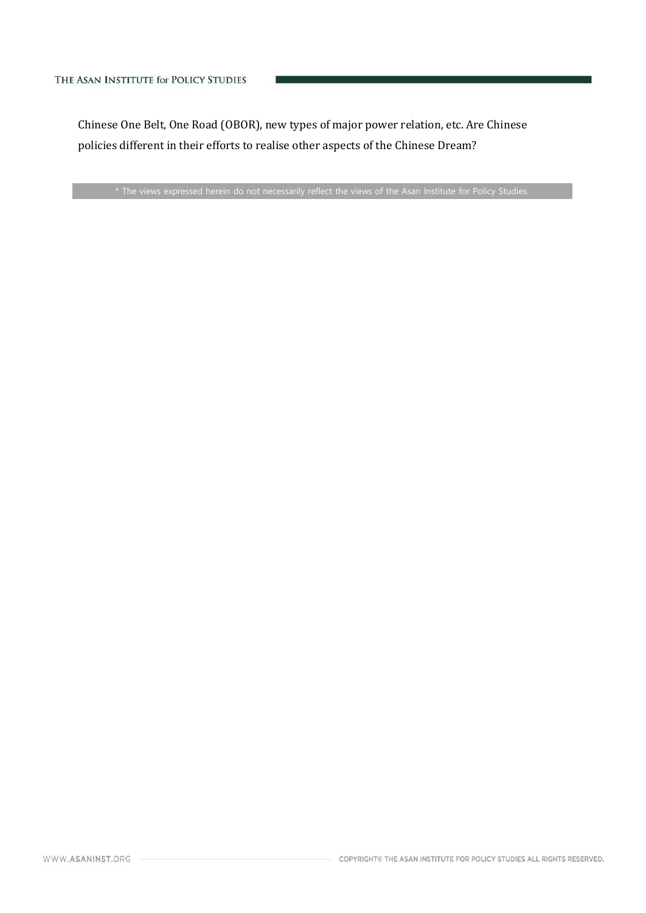Chinese One Belt, One Road (OBOR), new types of major power relation, etc. Are Chinese policies different in their efforts to realise other aspects of the Chinese Dream?

* The views expressed herein do not necessarily reflect the views of the Asan Institute for Policy Studies.